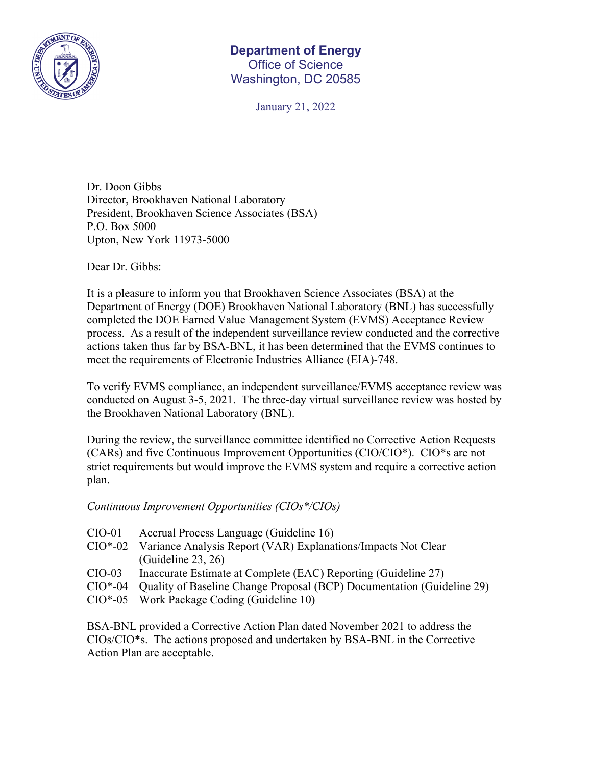**Department of Energy**
Office of Science
Washington, DC 20585

January 21, 2022

Dr. Doon Gibbs
Director, Brookhaven National Laboratory
President, Brookhaven Science Associates (BSA)
P.O. Box 5000
Upton, New York 11973-5000

Dear Dr. Gibbs:

It is a pleasure to inform you that Brookhaven Science Associates (BSA) at the Department of Energy (DOE) Brookhaven National Laboratory (BNL) has successfully completed the DOE Earned Value Management System (EVMS) Acceptance Review process. As a result of the independent surveillance review conducted and the corrective actions taken thus far by BSA-BNL, it has been determined that the EVMS continues to meet the requirements of Electronic Industries Alliance (EIA)-748.

To verify EVMS compliance, an independent surveillance/EVMS acceptance review was conducted on August 3-5, 2021. The three-day virtual surveillance review was hosted by the Brookhaven National Laboratory (BNL).

During the review, the surveillance committee identified no Corrective Action Requests (CARs) and five Continuous Improvement Opportunities (CIO/CIO*). CIO*s are not strict requirements but would improve the EVMS system and require a corrective action plan.

*Continuous Improvement Opportunities (CIOs*/CIOs)*

- CIO-01 Accrual Process Language (Guideline 16)
- CIO*-02 Variance Analysis Report (VAR) Explanations/Impacts Not Clear (Guideline 23, 26)
- CIO-03 Inaccurate Estimate at Complete (EAC) Reporting (Guideline 27)
- CIO*-04 Quality of Baseline Change Proposal (BCP) Documentation (Guideline 29)
- CIO*-05 Work Package Coding (Guideline 10)

BSA-BNL provided a Corrective Action Plan dated November 2021 to address the CIOs/CIO*s. The actions proposed and undertaken by BSA-BNL in the Corrective Action Plan are acceptable.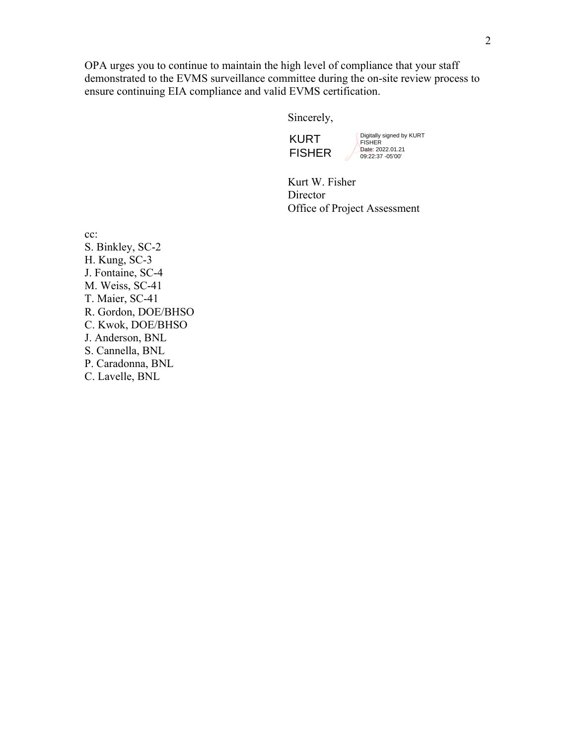OPA urges you to continue to maintain the high level of compliance that your staff demonstrated to the EVMS surveillance committee during the on-site review process to ensure continuing EIA compliance and valid EVMS certification.

Sincerely,

KURT FISHER

Digitally signed by KURT FISHER
Date: 2022.01.21 09:22:37 -05'00'

Kurt W. Fisher
Director
Office of Project Assessment

cc:
S. Binkley, SC-2
H. Kung, SC-3
J. Fontaine, SC-4
M. Weiss, SC-41
T. Maier, SC-41
R. Gordon, DOE/BHSO
C. Kwok, DOE/BHSO
J. Anderson, BNL
S. Cannella, BNL
P. Caradonna, BNL
C. Lavelle, BNL